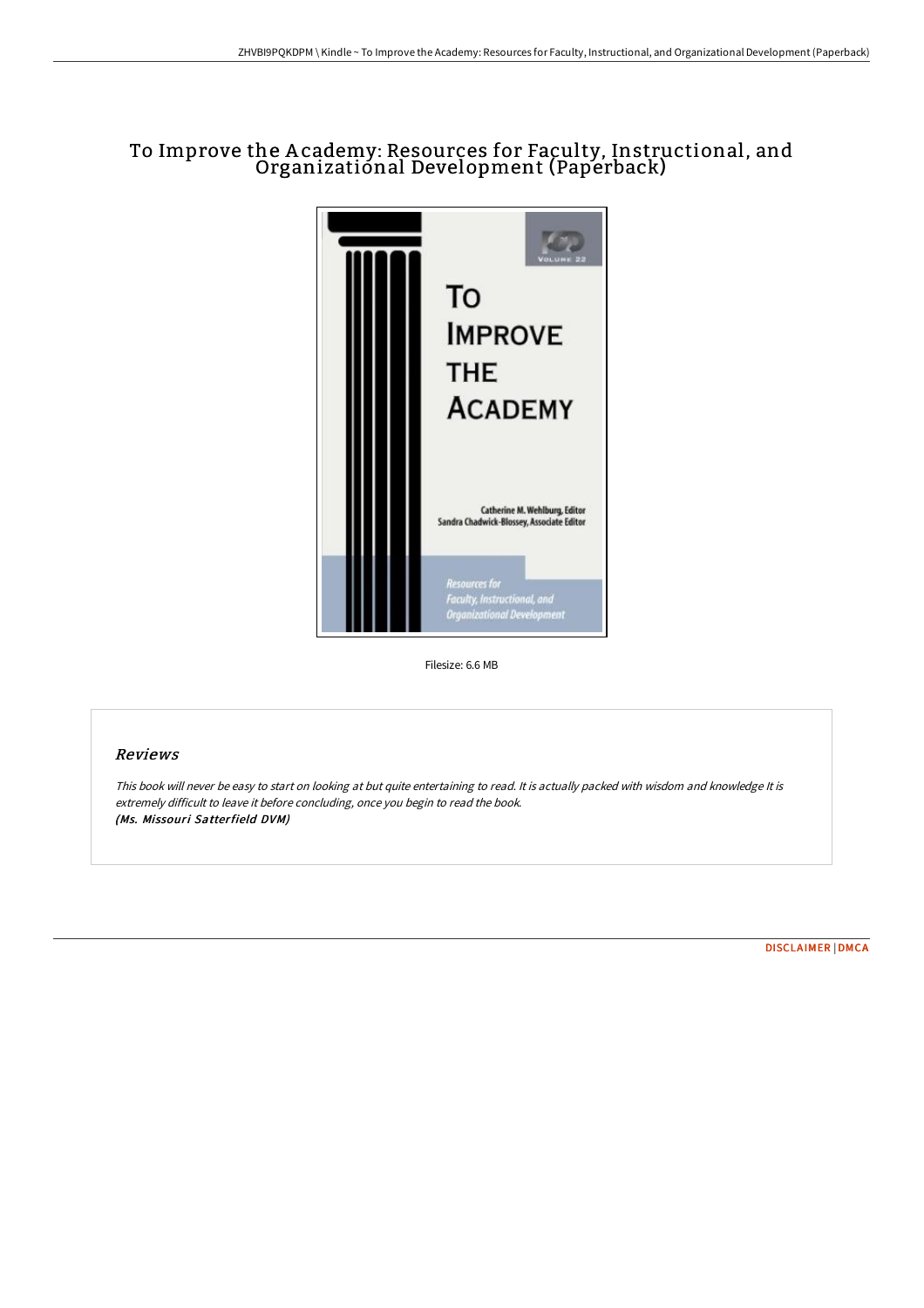# To Improve the Academy: Resources for Faculty, Instructional, and Organizational Development (Paperback)

Filesize: 6.6 MB

## Reviews

*This book will never be easy to start on looking at but quite entertaining to read. It is actually packed with wisdom and knowledge It is extremely difficult to leave it before concluding, once you begin to read the book.*
***(Ms. Missouri Satterfield DVM)***

DISCLAIMER | DMCA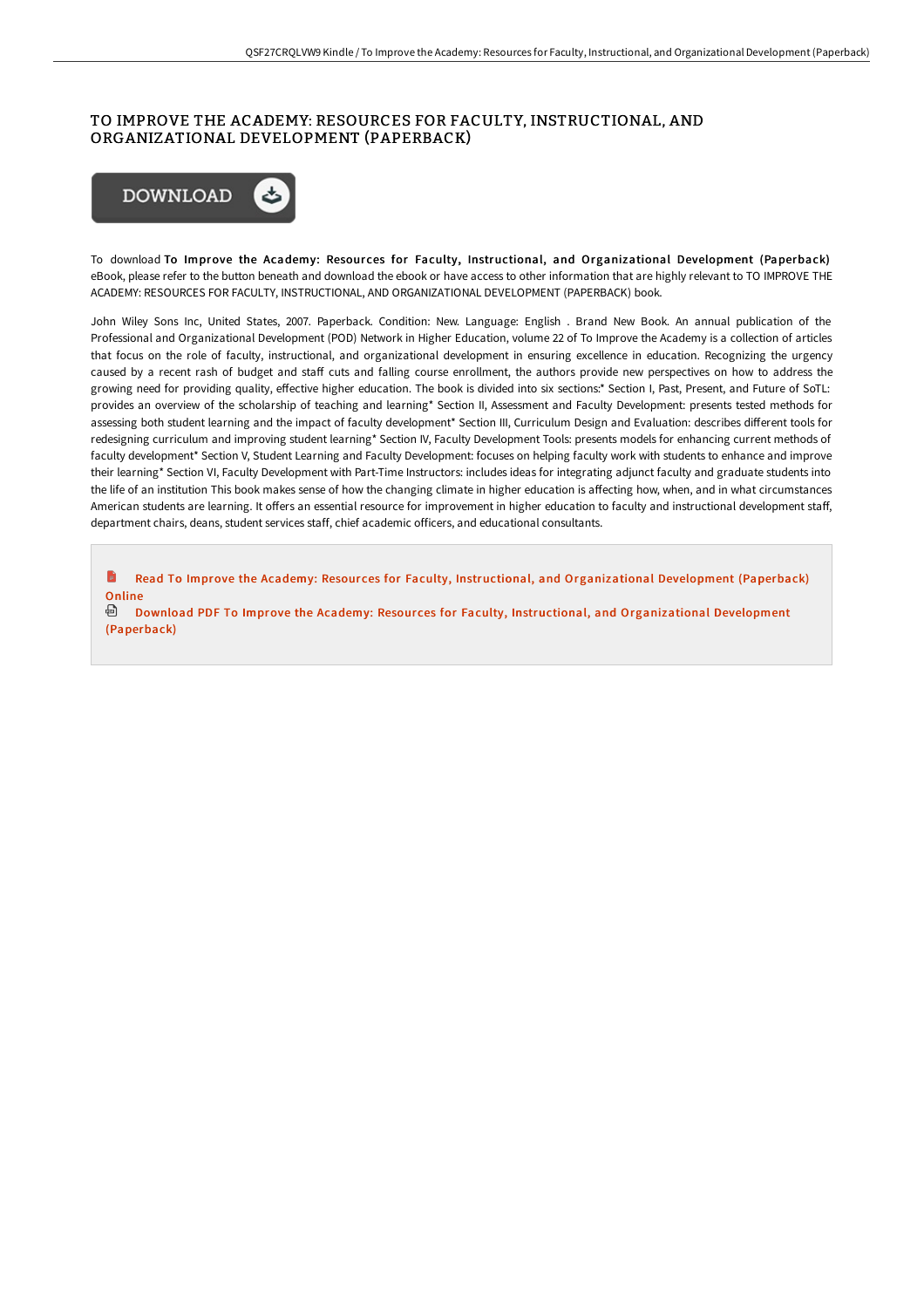# TO IMPROVE THE ACADEMY: RESOURCES FOR FACULTY, INSTRUCTIONAL, AND ORGANIZATIONAL DEVELOPMENT (PAPERBACK)

DOWNLOAD

To download **To Improve the Academy: Resources for Faculty, Instructional, and Organizational Development (Paperback)** eBook, please refer to the button beneath and download the ebook or have access to other information that are highly relevant to TO IMPROVE THE ACADEMY: RESOURCES FOR FACULTY, INSTRUCTIONAL, AND ORGANIZATIONAL DEVELOPMENT (PAPERBACK) book.

John Wiley Sons Inc, United States, 2007. Paperback. Condition: New. Language: English . Brand New Book. An annual publication of the Professional and Organizational Development (POD) Network in Higher Education, volume 22 of To Improve the Academy is a collection of articles that focus on the role of faculty, instructional, and organizational development in ensuring excellence in education. Recognizing the urgency caused by a recent rash of budget and staff cuts and falling course enrollment, the authors provide new perspectives on how to address the growing need for providing quality, effective higher education. The book is divided into six sections:* Section I, Past, Present, and Future of SoTL: provides an overview of the scholarship of teaching and learning* Section II, Assessment and Faculty Development: presents tested methods for assessing both student learning and the impact of faculty development* Section III, Curriculum Design and Evaluation: describes different tools for redesigning curriculum and improving student learning* Section IV, Faculty Development Tools: presents models for enhancing current methods of faculty development* Section V, Student Learning and Faculty Development: focuses on helping faculty work with students to enhance and improve their learning* Section VI, Faculty Development with Part-Time Instructors: includes ideas for integrating adjunct faculty and graduate students into the life of an institution This book makes sense of how the changing climate in higher education is affecting how, when, and in what circumstances American students are learning. It offers an essential resource for improvement in higher education to faculty and instructional development staff, department chairs, deans, student services staff, chief academic officers, and educational consultants.

Read To Improve the Academy: Resources for Faculty, Instructional, and Organizational Development (Paperback) Online

Download PDF To Improve the Academy: Resources for Faculty, Instructional, and Organizational Development (Paperback)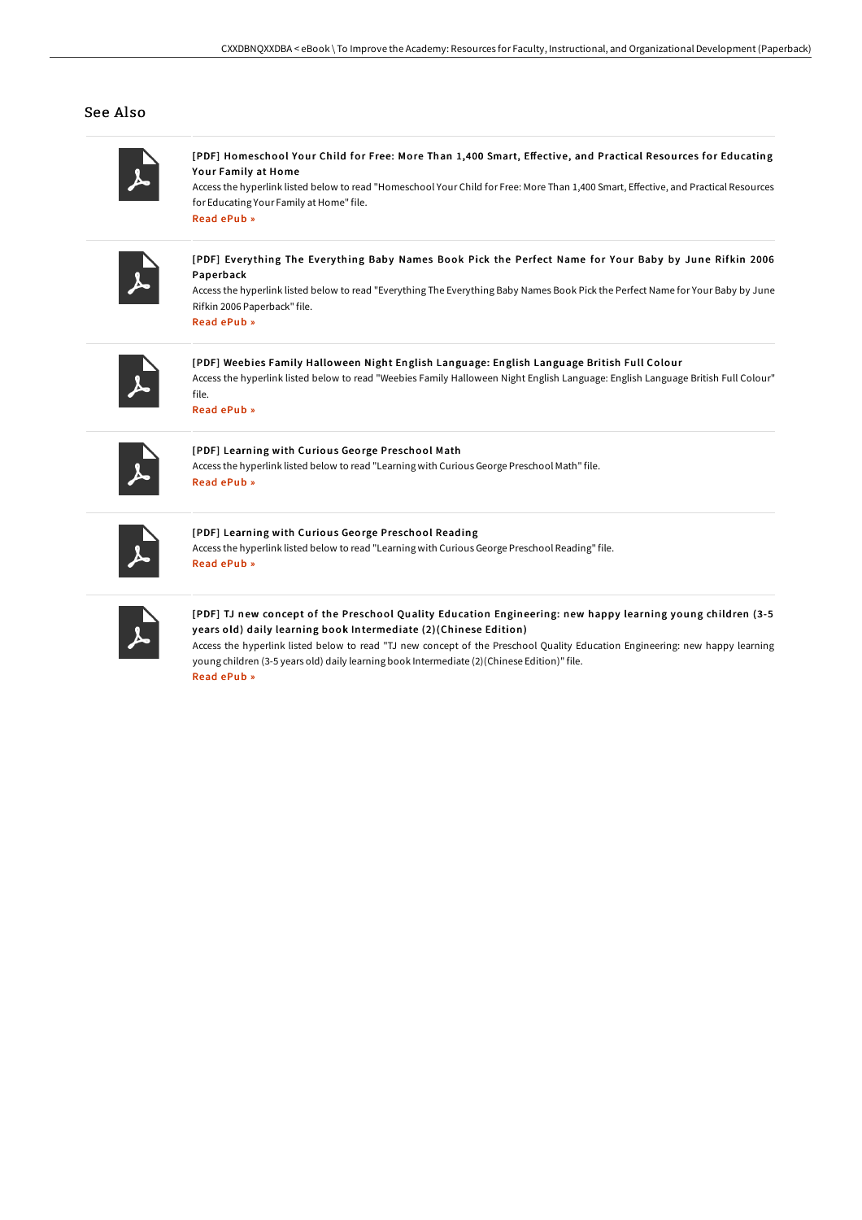## See Also

**[PDF] Homeschool Your Child for Free: More Than 1,400 Smart, Effective, and Practical Resources for Educating Your Family at Home**

Access the hyperlink listed below to read "Homeschool Your Child for Free: More Than 1,400 Smart, Effective, and Practical Resources for Educating Your Family at Home" file.

Read ePub »

**[PDF] Everything The Everything Baby Names Book Pick the Perfect Name for Your Baby by June Rifkin 2006 Paperback**

Access the hyperlink listed below to read "Everything The Everything Baby Names Book Pick the Perfect Name for Your Baby by June Rifkin 2006 Paperback" file.

Read ePub »

**[PDF] Weebies Family Halloween Night English Language: English Language British Full Colour**

Access the hyperlink listed below to read "Weebies Family Halloween Night English Language: English Language British Full Colour" file.

Read ePub »

**[PDF] Learning with Curious George Preschool Math**

Access the hyperlink listed below to read "Learning with Curious George Preschool Math" file.

Read ePub »

**[PDF] Learning with Curious George Preschool Reading**

Access the hyperlink listed below to read "Learning with Curious George Preschool Reading" file.

Read ePub »

**[PDF] TJ new concept of the Preschool Quality Education Engineering: new happy learning young children (3-5 years old) daily learning book Intermediate (2)(Chinese Edition)**

Access the hyperlink listed below to read "TJ new concept of the Preschool Quality Education Engineering: new happy learning young children (3-5 years old) daily learning book Intermediate (2)(Chinese Edition)" file.

Read ePub »